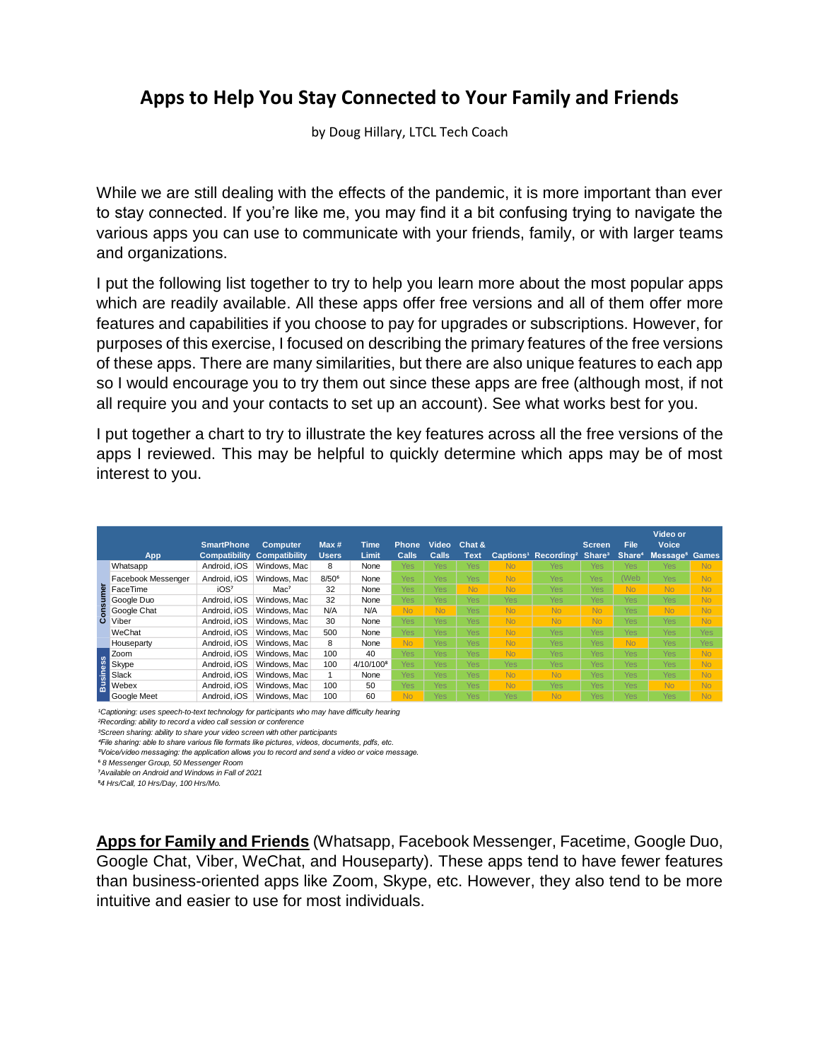## Apps to Help You Stay Connected to Your Family and Friends

by Doug Hillary, LTCL Tech Coach

While we are still dealing with the effects of the pandemic, it is more important than ever to stay connected. If you're like me, you may find it a bit confusing trying to navigate the various apps you can use to communicate with your friends, family, or with larger teams and organizations.

I put the following list together to try to help you learn more about the most popular apps which are readily available. All these apps offer free versions and all of them offer more features and capabilities if you choose to pay for upgrades or subscriptions. However, for purposes of this exercise, I focused on describing the primary features of the free versions of these apps. There are many similarities, but there are also unique features to each app so I would encourage you to try them out since these apps are free (although most, if not all require you and your contacts to set up an account). See what works best for you.

I put together a chart to try to illustrate the key features across all the free versions of the apps I reviewed. This may be helpful to quickly determine which apps may be of most interest to you.

| | App | SmartPhone Compatibility | Computer Compatibility | Max # Users | Time Limit | Phone Calls | Video Calls | Chat & Text | Captions[1] | Recording[2] | Screen Share[3] | File Share[4] | Video or Voice Message[5] | Games |
|---|---|---|---|---|---|---|---|---|---|---|---|---|---|---|
| Consumer | Whatsapp | Android, iOS | Windows, Mac | 8 | None | Yes | Yes | Yes | No | Yes | Yes | Yes | Yes | No |
| | Facebook Messenger | Android, iOS | Windows, Mac | 8/50[6] | None | Yes | Yes | Yes | No | Yes | Yes | (Web | Yes | No |
| | FaceTime | iOS[7] | Mac[7] | 32 | None | Yes | Yes | No | No | Yes | Yes | No | No | No |
| | Google Duo | Android, iOS | Windows, Mac | 32 | None | Yes | Yes | Yes | Yes | Yes | Yes | Yes | Yes | No |
| | Google Chat | Android, iOS | Windows, Mac | N/A | N/A | No | No | Yes | No | No | No | Yes | No | No |
| | Viber | Android, iOS | Windows, Mac | 30 | None | Yes | Yes | Yes | No | No | No | Yes | Yes | No |
| | WeChat | Android, iOS | Windows, Mac | 500 | None | Yes | Yes | Yes | No | Yes | Yes | Yes | Yes | Yes |
| | Houseparty | Android, iOS | Windows, Mac | 8 | None | No | Yes | Yes | No | Yes | Yes | No | Yes | Yes |
| Business | Zoom | Android, iOS | Windows, Mac | 100 | 40 | Yes | Yes | Yes | No | Yes | Yes | Yes | Yes | No |
| | Skype | Android, iOS | Windows, Mac | 100 | 4/10/100[8] | Yes | Yes | Yes | Yes | Yes | Yes | Yes | Yes | No |
| | Slack | Android, iOS | Windows, Mac | 1 | None | Yes | Yes | Yes | No | No | Yes | Yes | Yes | No |
| | Webex | Android, iOS | Windows, Mac | 100 | 50 | Yes | Yes | Yes | No | Yes | Yes | Yes | No | No |
| | Google Meet | Android, iOS | Windows, Mac | 100 | 60 | No | Yes | Yes | Yes | No | Yes | Yes | Yes | No |

*[1]Captioning: uses speech-to-text technology for participants who may have difficulty hearing*
*[2]Recording: ability to record a video call session or conference*
*[3]Screen sharing: ability to share your video screen with other participants*
*[4]File sharing: able to share various file formats like pictures, videos, documents, pdfs, etc.*
*[5]Voice/video messaging: the application allows you to record and send a video or voice message.*
*[6] 8 Messenger Group, 50 Messenger Room*
*[7]Available on Android and Windows in Fall of 2021*
*[8]4 Hrs/Call, 10 Hrs/Day, 100 Hrs/Mo.*

**Apps for Family and Friends** (Whatsapp, Facebook Messenger, Facetime, Google Duo, Google Chat, Viber, WeChat, and Houseparty). These apps tend to have fewer features than business-oriented apps like Zoom, Skype, etc. However, they also tend to be more intuitive and easier to use for most individuals.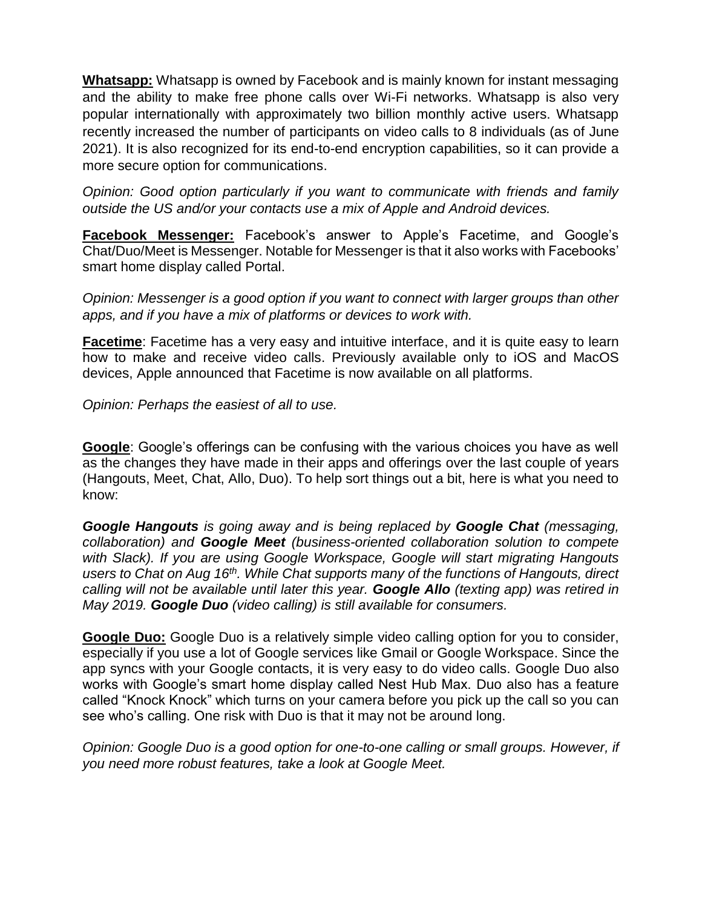**Whatsapp:** Whatsapp is owned by Facebook and is mainly known for instant messaging and the ability to make free phone calls over Wi-Fi networks. Whatsapp is also very popular internationally with approximately two billion monthly active users. Whatsapp recently increased the number of participants on video calls to 8 individuals (as of June 2021). It is also recognized for its end-to-end encryption capabilities, so it can provide a more secure option for communications.

*Opinion: Good option particularly if you want to communicate with friends and family outside the US and/or your contacts use a mix of Apple and Android devices.*

**Facebook Messenger:** Facebook's answer to Apple's Facetime, and Google's Chat/Duo/Meet is Messenger. Notable for Messenger is that it also works with Facebooks' smart home display called Portal.

*Opinion: Messenger is a good option if you want to connect with larger groups than other apps, and if you have a mix of platforms or devices to work with.*

**Facetime**: Facetime has a very easy and intuitive interface, and it is quite easy to learn how to make and receive video calls. Previously available only to iOS and MacOS devices, Apple announced that Facetime is now available on all platforms.

*Opinion: Perhaps the easiest of all to use.*

**Google**: Google's offerings can be confusing with the various choices you have as well as the changes they have made in their apps and offerings over the last couple of years (Hangouts, Meet, Chat, Allo, Duo). To help sort things out a bit, here is what you need to know:

***Google Hangouts** is going away and is being replaced by **Google Chat** (messaging, collaboration) and **Google Meet** (business-oriented collaboration solution to compete with Slack). If you are using Google Workspace, Google will start migrating Hangouts users to Chat on Aug 16th. While Chat supports many of the functions of Hangouts, direct calling will not be available until later this year. **Google Allo** (texting app) was retired in May 2019. **Google Duo** (video calling) is still available for consumers.*

**Google Duo:** Google Duo is a relatively simple video calling option for you to consider, especially if you use a lot of Google services like Gmail or Google Workspace. Since the app syncs with your Google contacts, it is very easy to do video calls. Google Duo also works with Google's smart home display called Nest Hub Max. Duo also has a feature called "Knock Knock" which turns on your camera before you pick up the call so you can see who's calling. One risk with Duo is that it may not be around long.

*Opinion: Google Duo is a good option for one-to-one calling or small groups. However, if you need more robust features, take a look at Google Meet.*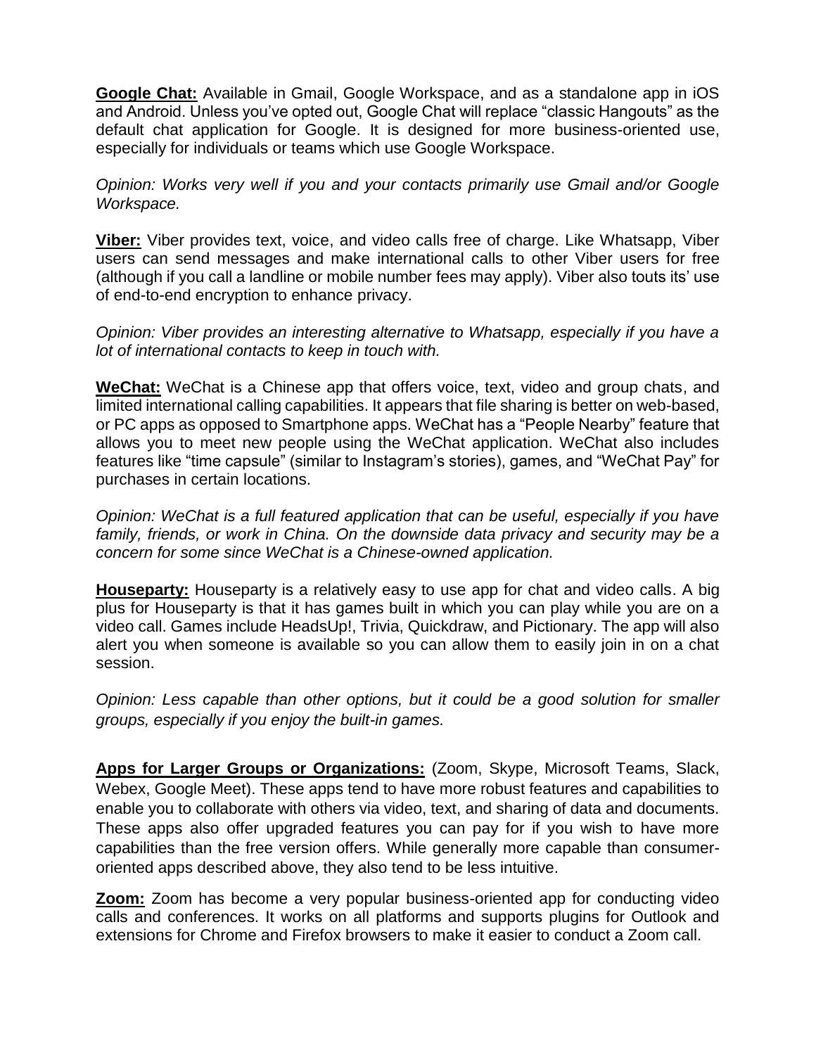**Google Chat:** Available in Gmail, Google Workspace, and as a standalone app in iOS and Android. Unless you've opted out, Google Chat will replace "classic Hangouts" as the default chat application for Google. It is designed for more business-oriented use, especially for individuals or teams which use Google Workspace.

*Opinion: Works very well if you and your contacts primarily use Gmail and/or Google Workspace.*

**Viber:** Viber provides text, voice, and video calls free of charge. Like Whatsapp, Viber users can send messages and make international calls to other Viber users for free (although if you call a landline or mobile number fees may apply). Viber also touts its' use of end-to-end encryption to enhance privacy.

*Opinion: Viber provides an interesting alternative to Whatsapp, especially if you have a lot of international contacts to keep in touch with.*

**WeChat:** WeChat is a Chinese app that offers voice, text, video and group chats, and limited international calling capabilities. It appears that file sharing is better on web-based, or PC apps as opposed to Smartphone apps. WeChat has a "People Nearby" feature that allows you to meet new people using the WeChat application. WeChat also includes features like "time capsule" (similar to Instagram's stories), games, and "WeChat Pay" for purchases in certain locations.

*Opinion: WeChat is a full featured application that can be useful, especially if you have family, friends, or work in China. On the downside data privacy and security may be a concern for some since WeChat is a Chinese-owned application.*

**Houseparty:** Houseparty is a relatively easy to use app for chat and video calls. A big plus for Houseparty is that it has games built in which you can play while you are on a video call. Games include HeadsUp!, Trivia, Quickdraw, and Pictionary. The app will also alert you when someone is available so you can allow them to easily join in on a chat session.

*Opinion: Less capable than other options, but it could be a good solution for smaller groups, especially if you enjoy the built-in games.*

**Apps for Larger Groups or Organizations:** (Zoom, Skype, Microsoft Teams, Slack, Webex, Google Meet). These apps tend to have more robust features and capabilities to enable you to collaborate with others via video, text, and sharing of data and documents. These apps also offer upgraded features you can pay for if you wish to have more capabilities than the free version offers. While generally more capable than consumer-oriented apps described above, they also tend to be less intuitive.

**Zoom:** Zoom has become a very popular business-oriented app for conducting video calls and conferences. It works on all platforms and supports plugins for Outlook and extensions for Chrome and Firefox browsers to make it easier to conduct a Zoom call.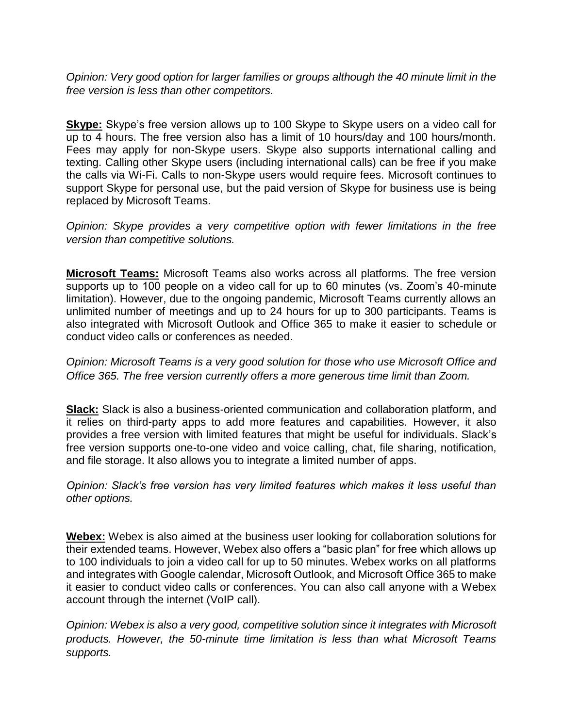*Opinion: Very good option for larger families or groups although the 40 minute limit in the free version is less than other competitors.*

**Skype:** Skype's free version allows up to 100 Skype to Skype users on a video call for up to 4 hours. The free version also has a limit of 10 hours/day and 100 hours/month. Fees may apply for non-Skype users. Skype also supports international calling and texting. Calling other Skype users (including international calls) can be free if you make the calls via Wi-Fi. Calls to non-Skype users would require fees. Microsoft continues to support Skype for personal use, but the paid version of Skype for business use is being replaced by Microsoft Teams.

*Opinion: Skype provides a very competitive option with fewer limitations in the free version than competitive solutions.*

**Microsoft Teams:** Microsoft Teams also works across all platforms. The free version supports up to 100 people on a video call for up to 60 minutes (vs. Zoom's 40-minute limitation). However, due to the ongoing pandemic, Microsoft Teams currently allows an unlimited number of meetings and up to 24 hours for up to 300 participants. Teams is also integrated with Microsoft Outlook and Office 365 to make it easier to schedule or conduct video calls or conferences as needed.

*Opinion: Microsoft Teams is a very good solution for those who use Microsoft Office and Office 365. The free version currently offers a more generous time limit than Zoom.*

**Slack:** Slack is also a business-oriented communication and collaboration platform, and it relies on third-party apps to add more features and capabilities. However, it also provides a free version with limited features that might be useful for individuals. Slack's free version supports one-to-one video and voice calling, chat, file sharing, notification, and file storage. It also allows you to integrate a limited number of apps.

*Opinion: Slack's free version has very limited features which makes it less useful than other options.*

**Webex:** Webex is also aimed at the business user looking for collaboration solutions for their extended teams. However, Webex also offers a "basic plan" for free which allows up to 100 individuals to join a video call for up to 50 minutes. Webex works on all platforms and integrates with Google calendar, Microsoft Outlook, and Microsoft Office 365 to make it easier to conduct video calls or conferences. You can also call anyone with a Webex account through the internet (VoIP call).

*Opinion: Webex is also a very good, competitive solution since it integrates with Microsoft products. However, the 50-minute time limitation is less than what Microsoft Teams supports.*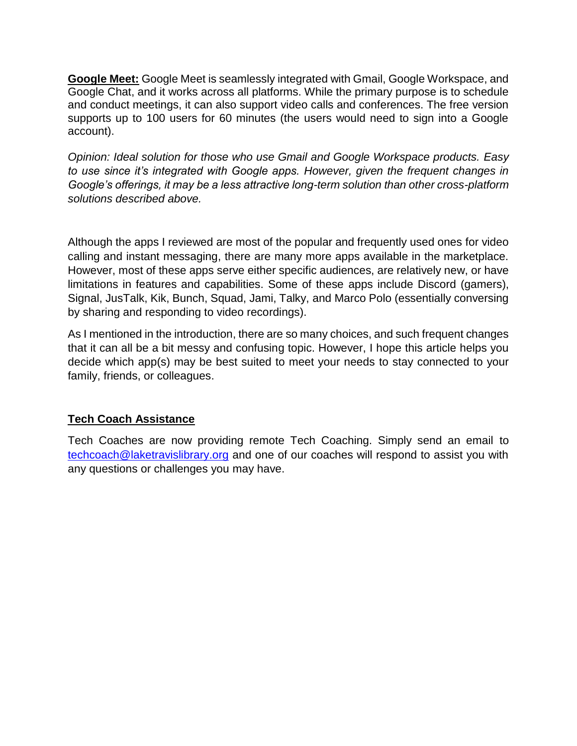**Google Meet:** Google Meet is seamlessly integrated with Gmail, Google Workspace, and Google Chat, and it works across all platforms. While the primary purpose is to schedule and conduct meetings, it can also support video calls and conferences. The free version supports up to 100 users for 60 minutes (the users would need to sign into a Google account).

*Opinion: Ideal solution for those who use Gmail and Google Workspace products. Easy to use since it's integrated with Google apps. However, given the frequent changes in Google's offerings, it may be a less attractive long-term solution than other cross-platform solutions described above.*

Although the apps I reviewed are most of the popular and frequently used ones for video calling and instant messaging, there are many more apps available in the marketplace. However, most of these apps serve either specific audiences, are relatively new, or have limitations in features and capabilities. Some of these apps include Discord (gamers), Signal, JusTalk, Kik, Bunch, Squad, Jami, Talky, and Marco Polo (essentially conversing by sharing and responding to video recordings).

As I mentioned in the introduction, there are so many choices, and such frequent changes that it can all be a bit messy and confusing topic. However, I hope this article helps you decide which app(s) may be best suited to meet your needs to stay connected to your family, friends, or colleagues.

**Tech Coach Assistance**

Tech Coaches are now providing remote Tech Coaching. Simply send an email to techcoach@laketravislibrary.org and one of our coaches will respond to assist you with any questions or challenges you may have.